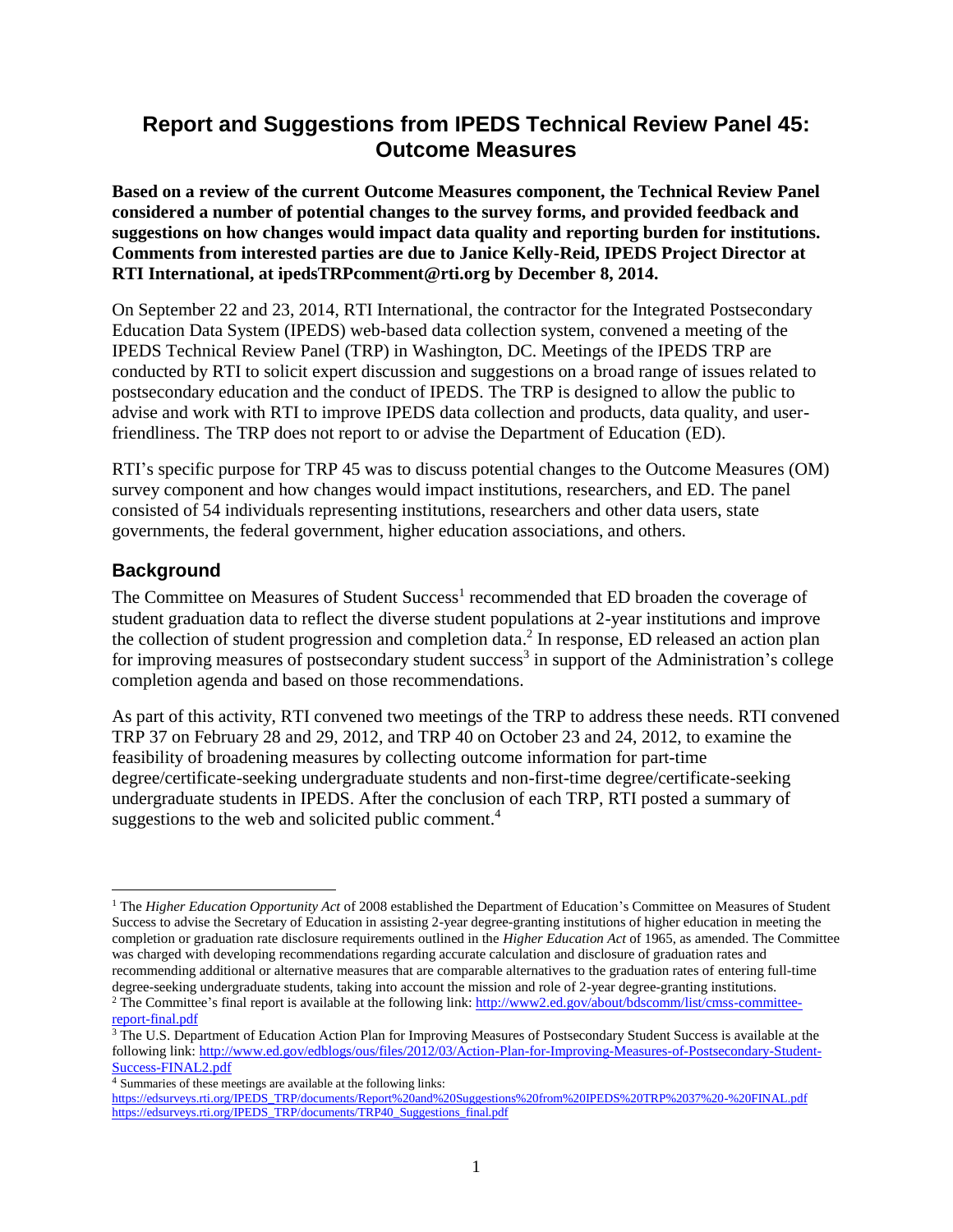# Report and Suggestions from IPEDS Technical Review Panel 45: Outcome Measures

**Based on a review of the current Outcome Measures component, the Technical Review Panel considered a number of potential changes to the survey forms, and provided feedback and suggestions on how changes would impact data quality and reporting burden for institutions. Comments from interested parties are due to Janice Kelly-Reid, IPEDS Project Director at RTI International, at ipedsTRPcomment@rti.org by December 8, 2014.**

On September 22 and 23, 2014, RTI International, the contractor for the Integrated Postsecondary Education Data System (IPEDS) web-based data collection system, convened a meeting of the IPEDS Technical Review Panel (TRP) in Washington, DC. Meetings of the IPEDS TRP are conducted by RTI to solicit expert discussion and suggestions on a broad range of issues related to postsecondary education and the conduct of IPEDS. The TRP is designed to allow the public to advise and work with RTI to improve IPEDS data collection and products, data quality, and user-friendliness. The TRP does not report to or advise the Department of Education (ED).

RTI's specific purpose for TRP 45 was to discuss potential changes to the Outcome Measures (OM) survey component and how changes would impact institutions, researchers, and ED. The panel consisted of 54 individuals representing institutions, researchers and other data users, state governments, the federal government, higher education associations, and others.

## Background

The Committee on Measures of Student Success[1] recommended that ED broaden the coverage of student graduation data to reflect the diverse student populations at 2-year institutions and improve the collection of student progression and completion data.[2] In response, ED released an action plan for improving measures of postsecondary student success[3] in support of the Administration's college completion agenda and based on those recommendations.

As part of this activity, RTI convened two meetings of the TRP to address these needs. RTI convened TRP 37 on February 28 and 29, 2012, and TRP 40 on October 23 and 24, 2012, to examine the feasibility of broadening measures by collecting outcome information for part-time degree/certificate-seeking undergraduate students and non-first-time degree/certificate-seeking undergraduate students in IPEDS. After the conclusion of each TRP, RTI posted a summary of suggestions to the web and solicited public comment.[4]

---

[1] The *Higher Education Opportunity Act* of 2008 established the Department of Education's Committee on Measures of Student Success to advise the Secretary of Education in assisting 2-year degree-granting institutions of higher education in meeting the completion or graduation rate disclosure requirements outlined in the *Higher Education Act* of 1965, as amended. The Committee was charged with developing recommendations regarding accurate calculation and disclosure of graduation rates and recommending additional or alternative measures that are comparable alternatives to the graduation rates of entering full-time degree-seeking undergraduate students, taking into account the mission and role of 2-year degree-granting institutions.

[2] The Committee's final report is available at the following link: http://www2.ed.gov/about/bdscomm/list/cmss-committee-report-final.pdf

[3] The U.S. Department of Education Action Plan for Improving Measures of Postsecondary Student Success is available at the following link: http://www.ed.gov/edblogs/ous/files/2012/03/Action-Plan-for-Improving-Measures-of-Postsecondary-Student-Success-FINAL2.pdf

[4] Summaries of these meetings are available at the following links:
https://edsurveys.rti.org/IPEDS_TRP/documents/Report%20and%20Suggestions%20from%20IPEDS%20TRP%2037%20-%20FINAL.pdf
https://edsurveys.rti.org/IPEDS_TRP/documents/TRP40_Suggestions_final.pdf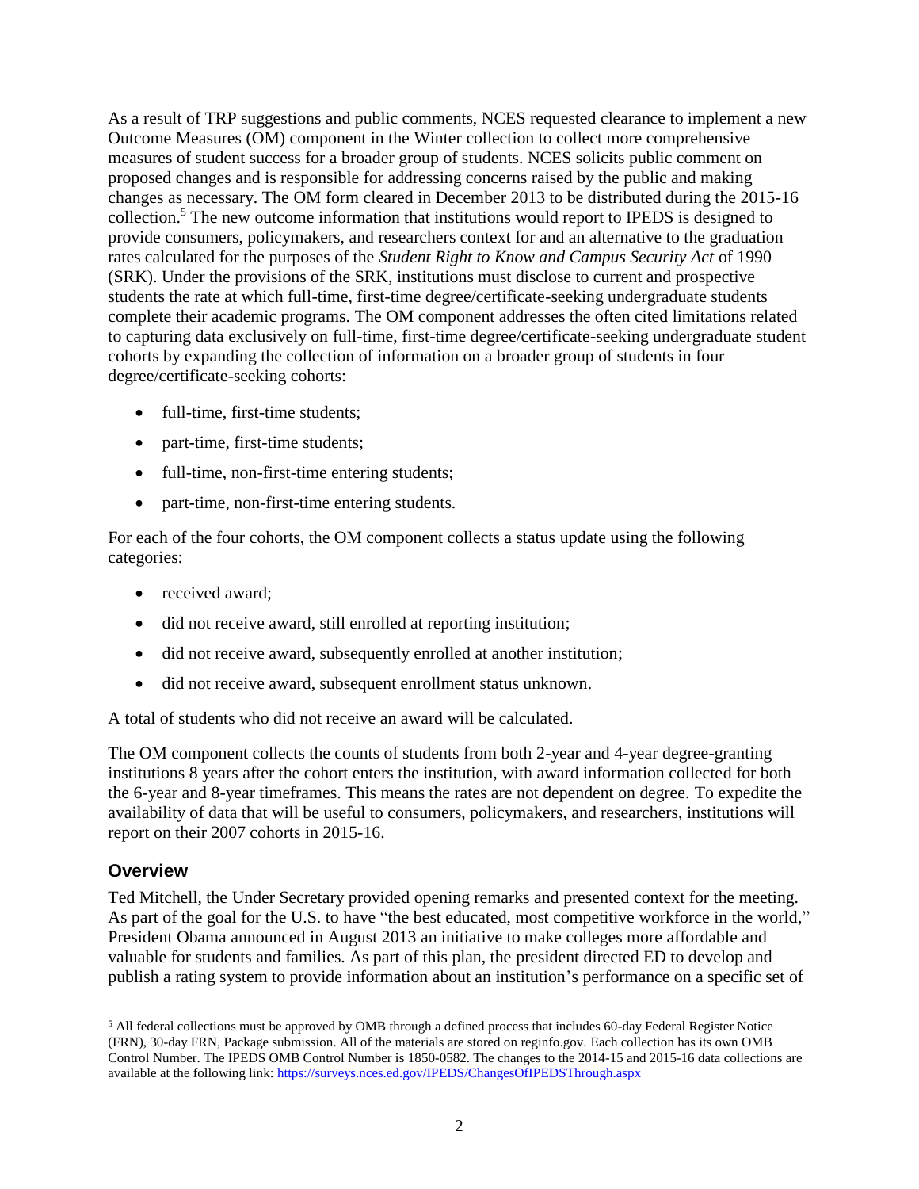As a result of TRP suggestions and public comments, NCES requested clearance to implement a new Outcome Measures (OM) component in the Winter collection to collect more comprehensive measures of student success for a broader group of students. NCES solicits public comment on proposed changes and is responsible for addressing concerns raised by the public and making changes as necessary. The OM form cleared in December 2013 to be distributed during the 2015-16 collection.[5] The new outcome information that institutions would report to IPEDS is designed to provide consumers, policymakers, and researchers context for and an alternative to the graduation rates calculated for the purposes of the *Student Right to Know and Campus Security Act* of 1990 (SRK). Under the provisions of the SRK, institutions must disclose to current and prospective students the rate at which full-time, first-time degree/certificate-seeking undergraduate students complete their academic programs. The OM component addresses the often cited limitations related to capturing data exclusively on full-time, first-time degree/certificate-seeking undergraduate student cohorts by expanding the collection of information on a broader group of students in four degree/certificate-seeking cohorts:

- full-time, first-time students;
- part-time, first-time students;
- full-time, non-first-time entering students;
- part-time, non-first-time entering students.

For each of the four cohorts, the OM component collects a status update using the following categories:

- received award;
- did not receive award, still enrolled at reporting institution;
- did not receive award, subsequently enrolled at another institution;
- did not receive award, subsequent enrollment status unknown.

A total of students who did not receive an award will be calculated.

The OM component collects the counts of students from both 2-year and 4-year degree-granting institutions 8 years after the cohort enters the institution, with award information collected for both the 6-year and 8-year timeframes. This means the rates are not dependent on degree. To expedite the availability of data that will be useful to consumers, policymakers, and researchers, institutions will report on their 2007 cohorts in 2015-16.

## Overview

Ted Mitchell, the Under Secretary provided opening remarks and presented context for the meeting. As part of the goal for the U.S. to have "the best educated, most competitive workforce in the world," President Obama announced in August 2013 an initiative to make colleges more affordable and valuable for students and families. As part of this plan, the president directed ED to develop and publish a rating system to provide information about an institution's performance on a specific set of

---

[5] All federal collections must be approved by OMB through a defined process that includes 60-day Federal Register Notice (FRN), 30-day FRN, Package submission. All of the materials are stored on reginfo.gov. Each collection has its own OMB Control Number. The IPEDS OMB Control Number is 1850-0582. The changes to the 2014-15 and 2015-16 data collections are available at the following link: https://surveys.nces.ed.gov/IPEDS/ChangesOfIPEDSThrough.aspx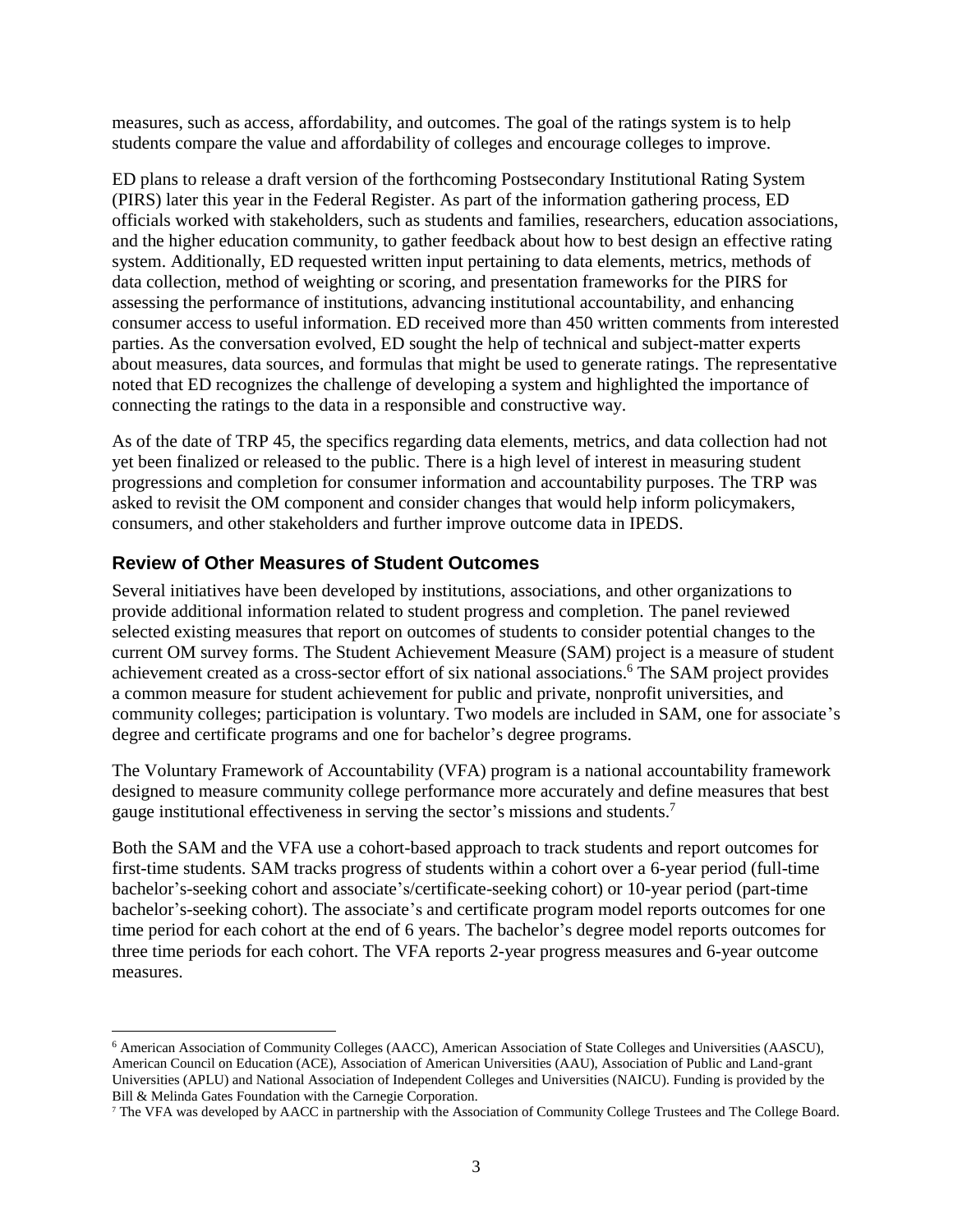measures, such as access, affordability, and outcomes. The goal of the ratings system is to help students compare the value and affordability of colleges and encourage colleges to improve.

ED plans to release a draft version of the forthcoming Postsecondary Institutional Rating System (PIRS) later this year in the Federal Register. As part of the information gathering process, ED officials worked with stakeholders, such as students and families, researchers, education associations, and the higher education community, to gather feedback about how to best design an effective rating system. Additionally, ED requested written input pertaining to data elements, metrics, methods of data collection, method of weighting or scoring, and presentation frameworks for the PIRS for assessing the performance of institutions, advancing institutional accountability, and enhancing consumer access to useful information. ED received more than 450 written comments from interested parties. As the conversation evolved, ED sought the help of technical and subject-matter experts about measures, data sources, and formulas that might be used to generate ratings. The representative noted that ED recognizes the challenge of developing a system and highlighted the importance of connecting the ratings to the data in a responsible and constructive way.

As of the date of TRP 45, the specifics regarding data elements, metrics, and data collection had not yet been finalized or released to the public. There is a high level of interest in measuring student progressions and completion for consumer information and accountability purposes. The TRP was asked to revisit the OM component and consider changes that would help inform policymakers, consumers, and other stakeholders and further improve outcome data in IPEDS.

## Review of Other Measures of Student Outcomes

Several initiatives have been developed by institutions, associations, and other organizations to provide additional information related to student progress and completion. The panel reviewed selected existing measures that report on outcomes of students to consider potential changes to the current OM survey forms. The Student Achievement Measure (SAM) project is a measure of student achievement created as a cross-sector effort of six national associations.[6] The SAM project provides a common measure for student achievement for public and private, nonprofit universities, and community colleges; participation is voluntary. Two models are included in SAM, one for associate's degree and certificate programs and one for bachelor's degree programs.

The Voluntary Framework of Accountability (VFA) program is a national accountability framework designed to measure community college performance more accurately and define measures that best gauge institutional effectiveness in serving the sector's missions and students.[7]

Both the SAM and the VFA use a cohort-based approach to track students and report outcomes for first-time students. SAM tracks progress of students within a cohort over a 6-year period (full-time bachelor's-seeking cohort and associate's/certificate-seeking cohort) or 10-year period (part-time bachelor's-seeking cohort). The associate's and certificate program model reports outcomes for one time period for each cohort at the end of 6 years. The bachelor's degree model reports outcomes for three time periods for each cohort. The VFA reports 2-year progress measures and 6-year outcome measures.

---

[6] American Association of Community Colleges (AACC), American Association of State Colleges and Universities (AASCU), American Council on Education (ACE), Association of American Universities (AAU), Association of Public and Land-grant Universities (APLU) and National Association of Independent Colleges and Universities (NAICU). Funding is provided by the Bill & Melinda Gates Foundation with the Carnegie Corporation.

[7] The VFA was developed by AACC in partnership with the Association of Community College Trustees and The College Board.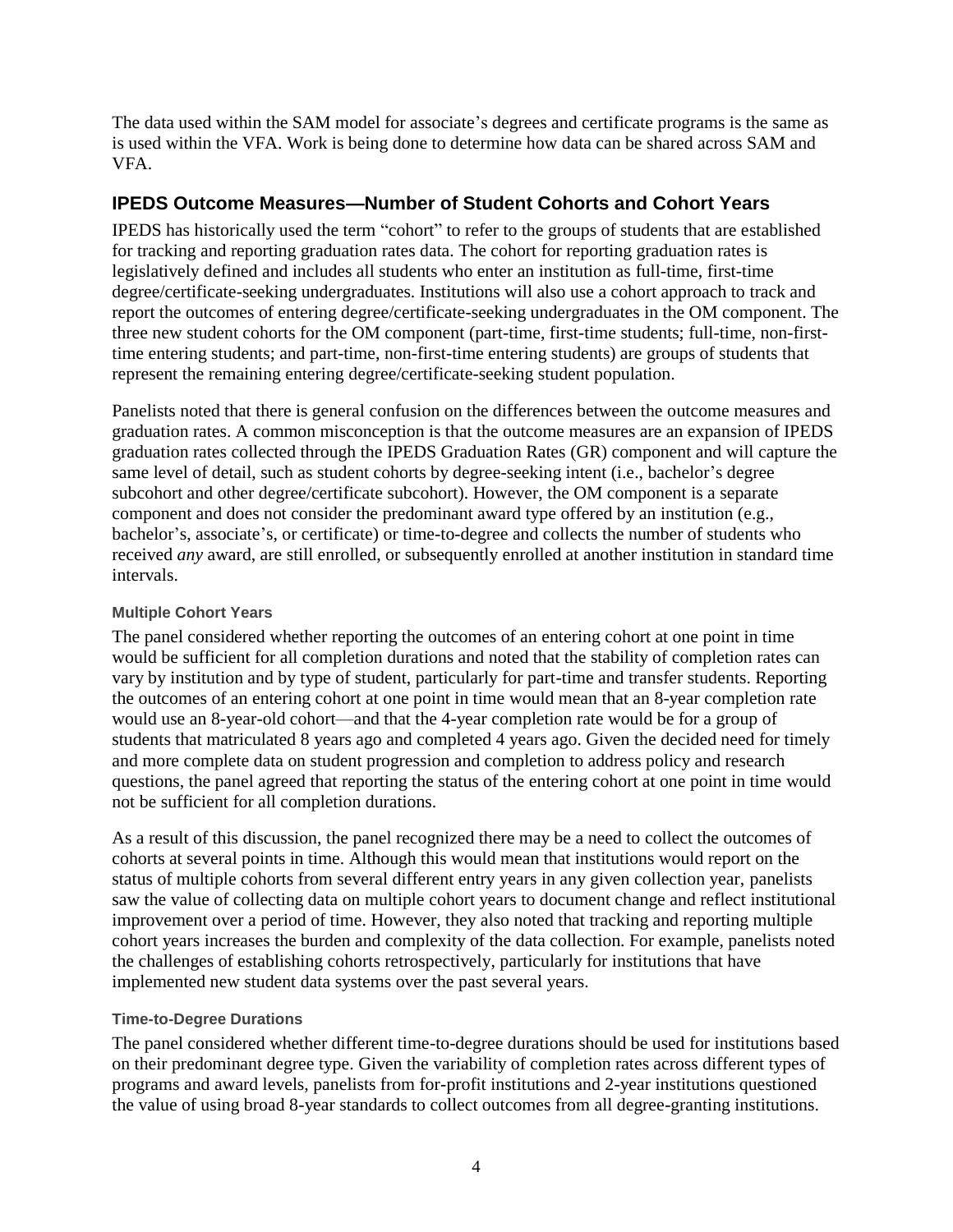The data used within the SAM model for associate's degrees and certificate programs is the same as is used within the VFA. Work is being done to determine how data can be shared across SAM and VFA.

## IPEDS Outcome Measures—Number of Student Cohorts and Cohort Years

IPEDS has historically used the term "cohort" to refer to the groups of students that are established for tracking and reporting graduation rates data. The cohort for reporting graduation rates is legislatively defined and includes all students who enter an institution as full-time, first-time degree/certificate-seeking undergraduates. Institutions will also use a cohort approach to track and report the outcomes of entering degree/certificate-seeking undergraduates in the OM component. The three new student cohorts for the OM component (part-time, first-time students; full-time, non-first-time entering students; and part-time, non-first-time entering students) are groups of students that represent the remaining entering degree/certificate-seeking student population.

Panelists noted that there is general confusion on the differences between the outcome measures and graduation rates. A common misconception is that the outcome measures are an expansion of IPEDS graduation rates collected through the IPEDS Graduation Rates (GR) component and will capture the same level of detail, such as student cohorts by degree-seeking intent (i.e., bachelor's degree subcohort and other degree/certificate subcohort). However, the OM component is a separate component and does not consider the predominant award type offered by an institution (e.g., bachelor's, associate's, or certificate) or time-to-degree and collects the number of students who received *any* award, are still enrolled, or subsequently enrolled at another institution in standard time intervals.

#### Multiple Cohort Years

The panel considered whether reporting the outcomes of an entering cohort at one point in time would be sufficient for all completion durations and noted that the stability of completion rates can vary by institution and by type of student, particularly for part-time and transfer students. Reporting the outcomes of an entering cohort at one point in time would mean that an 8-year completion rate would use an 8-year-old cohort—and that the 4-year completion rate would be for a group of students that matriculated 8 years ago and completed 4 years ago. Given the decided need for timely and more complete data on student progression and completion to address policy and research questions, the panel agreed that reporting the status of the entering cohort at one point in time would not be sufficient for all completion durations.

As a result of this discussion, the panel recognized there may be a need to collect the outcomes of cohorts at several points in time. Although this would mean that institutions would report on the status of multiple cohorts from several different entry years in any given collection year, panelists saw the value of collecting data on multiple cohort years to document change and reflect institutional improvement over a period of time. However, they also noted that tracking and reporting multiple cohort years increases the burden and complexity of the data collection. For example, panelists noted the challenges of establishing cohorts retrospectively, particularly for institutions that have implemented new student data systems over the past several years.

#### Time-to-Degree Durations

The panel considered whether different time-to-degree durations should be used for institutions based on their predominant degree type. Given the variability of completion rates across different types of programs and award levels, panelists from for-profit institutions and 2-year institutions questioned the value of using broad 8-year standards to collect outcomes from all degree-granting institutions.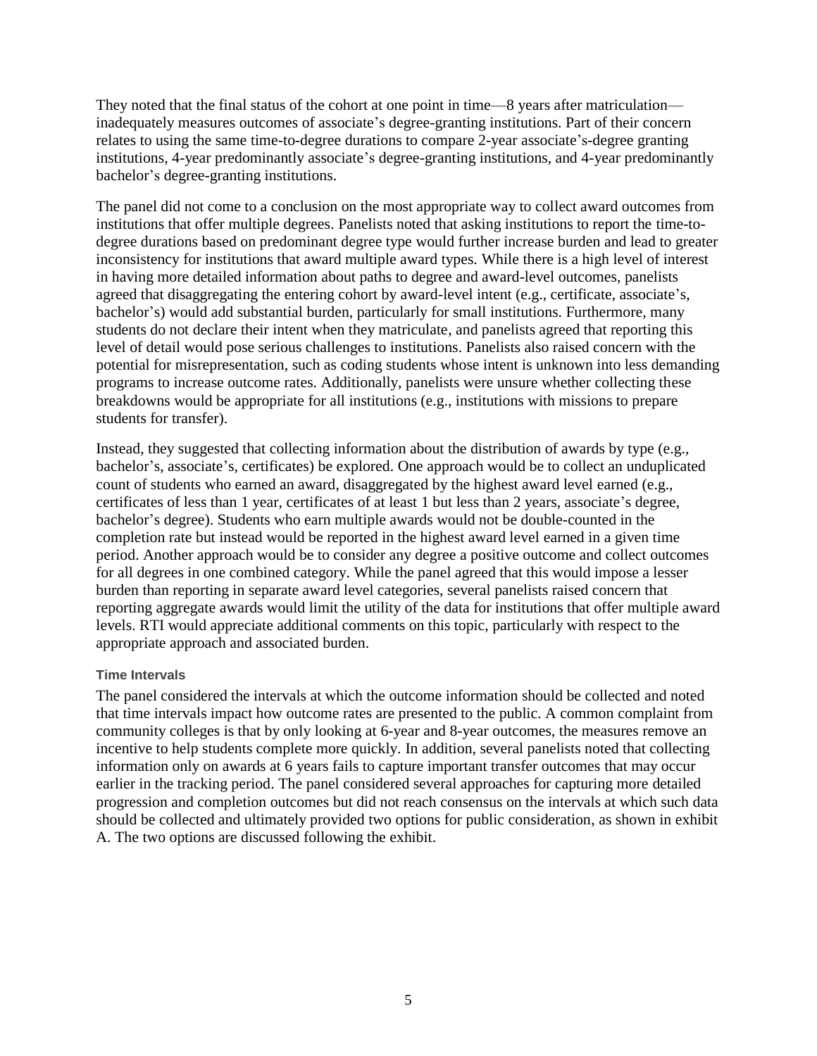They noted that the final status of the cohort at one point in time—8 years after matriculation—inadequately measures outcomes of associate's degree-granting institutions. Part of their concern relates to using the same time-to-degree durations to compare 2-year associate's-degree granting institutions, 4-year predominantly associate's degree-granting institutions, and 4-year predominantly bachelor's degree-granting institutions.

The panel did not come to a conclusion on the most appropriate way to collect award outcomes from institutions that offer multiple degrees. Panelists noted that asking institutions to report the time-to-degree durations based on predominant degree type would further increase burden and lead to greater inconsistency for institutions that award multiple award types. While there is a high level of interest in having more detailed information about paths to degree and award-level outcomes, panelists agreed that disaggregating the entering cohort by award-level intent (e.g., certificate, associate's, bachelor's) would add substantial burden, particularly for small institutions. Furthermore, many students do not declare their intent when they matriculate, and panelists agreed that reporting this level of detail would pose serious challenges to institutions. Panelists also raised concern with the potential for misrepresentation, such as coding students whose intent is unknown into less demanding programs to increase outcome rates. Additionally, panelists were unsure whether collecting these breakdowns would be appropriate for all institutions (e.g., institutions with missions to prepare students for transfer).

Instead, they suggested that collecting information about the distribution of awards by type (e.g., bachelor's, associate's, certificates) be explored. One approach would be to collect an unduplicated count of students who earned an award, disaggregated by the highest award level earned (e.g., certificates of less than 1 year, certificates of at least 1 but less than 2 years, associate's degree, bachelor's degree). Students who earn multiple awards would not be double-counted in the completion rate but instead would be reported in the highest award level earned in a given time period. Another approach would be to consider any degree a positive outcome and collect outcomes for all degrees in one combined category. While the panel agreed that this would impose a lesser burden than reporting in separate award level categories, several panelists raised concern that reporting aggregate awards would limit the utility of the data for institutions that offer multiple award levels. RTI would appreciate additional comments on this topic, particularly with respect to the appropriate approach and associated burden.

#### Time Intervals

The panel considered the intervals at which the outcome information should be collected and noted that time intervals impact how outcome rates are presented to the public. A common complaint from community colleges is that by only looking at 6-year and 8-year outcomes, the measures remove an incentive to help students complete more quickly. In addition, several panelists noted that collecting information only on awards at 6 years fails to capture important transfer outcomes that may occur earlier in the tracking period. The panel considered several approaches for capturing more detailed progression and completion outcomes but did not reach consensus on the intervals at which such data should be collected and ultimately provided two options for public consideration, as shown in exhibit A. The two options are discussed following the exhibit.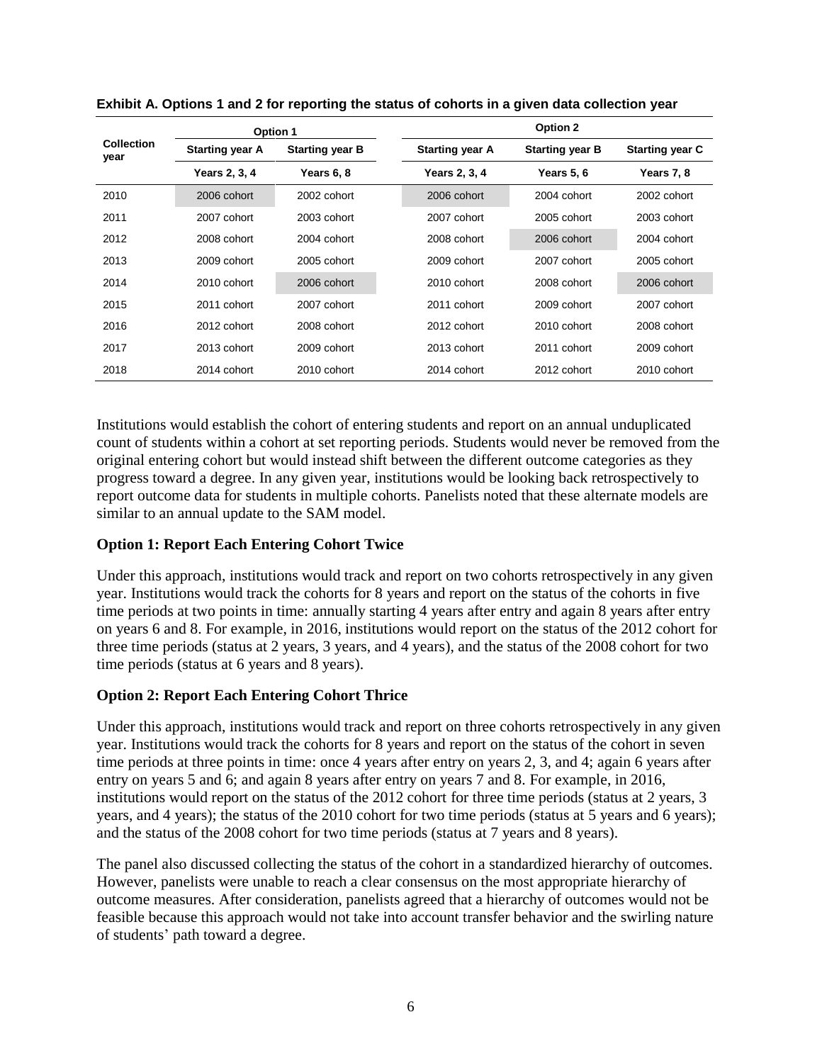**Exhibit A. Options 1 and 2 for reporting the status of cohorts in a given data collection year**

| Collection year | Option 1 | | Option 2 | | |
|---|---|---|---|---|---|
| | Starting year A | Starting year B | Starting year A | Starting year B | Starting year C |
| | Years 2, 3, 4 | Years 6, 8 | Years 2, 3, 4 | Years 5, 6 | Years 7, 8 |
| 2010 | 2006 cohort | 2002 cohort | 2006 cohort | 2004 cohort | 2002 cohort |
| 2011 | 2007 cohort | 2003 cohort | 2007 cohort | 2005 cohort | 2003 cohort |
| 2012 | 2008 cohort | 2004 cohort | 2008 cohort | 2006 cohort | 2004 cohort |
| 2013 | 2009 cohort | 2005 cohort | 2009 cohort | 2007 cohort | 2005 cohort |
| 2014 | 2010 cohort | 2006 cohort | 2010 cohort | 2008 cohort | 2006 cohort |
| 2015 | 2011 cohort | 2007 cohort | 2011 cohort | 2009 cohort | 2007 cohort |
| 2016 | 2012 cohort | 2008 cohort | 2012 cohort | 2010 cohort | 2008 cohort |
| 2017 | 2013 cohort | 2009 cohort | 2013 cohort | 2011 cohort | 2009 cohort |
| 2018 | 2014 cohort | 2010 cohort | 2014 cohort | 2012 cohort | 2010 cohort |

Institutions would establish the cohort of entering students and report on an annual unduplicated count of students within a cohort at set reporting periods. Students would never be removed from the original entering cohort but would instead shift between the different outcome categories as they progress toward a degree. In any given year, institutions would be looking back retrospectively to report outcome data for students in multiple cohorts. Panelists noted that these alternate models are similar to an annual update to the SAM model.

### Option 1: Report Each Entering Cohort Twice

Under this approach, institutions would track and report on two cohorts retrospectively in any given year. Institutions would track the cohorts for 8 years and report on the status of the cohorts in five time periods at two points in time: annually starting 4 years after entry and again 8 years after entry on years 6 and 8. For example, in 2016, institutions would report on the status of the 2012 cohort for three time periods (status at 2 years, 3 years, and 4 years), and the status of the 2008 cohort for two time periods (status at 6 years and 8 years).

### Option 2: Report Each Entering Cohort Thrice

Under this approach, institutions would track and report on three cohorts retrospectively in any given year. Institutions would track the cohorts for 8 years and report on the status of the cohort in seven time periods at three points in time: once 4 years after entry on years 2, 3, and 4; again 6 years after entry on years 5 and 6; and again 8 years after entry on years 7 and 8. For example, in 2016, institutions would report on the status of the 2012 cohort for three time periods (status at 2 years, 3 years, and 4 years); the status of the 2010 cohort for two time periods (status at 5 years and 6 years); and the status of the 2008 cohort for two time periods (status at 7 years and 8 years).

The panel also discussed collecting the status of the cohort in a standardized hierarchy of outcomes. However, panelists were unable to reach a clear consensus on the most appropriate hierarchy of outcome measures. After consideration, panelists agreed that a hierarchy of outcomes would not be feasible because this approach would not take into account transfer behavior and the swirling nature of students' path toward a degree.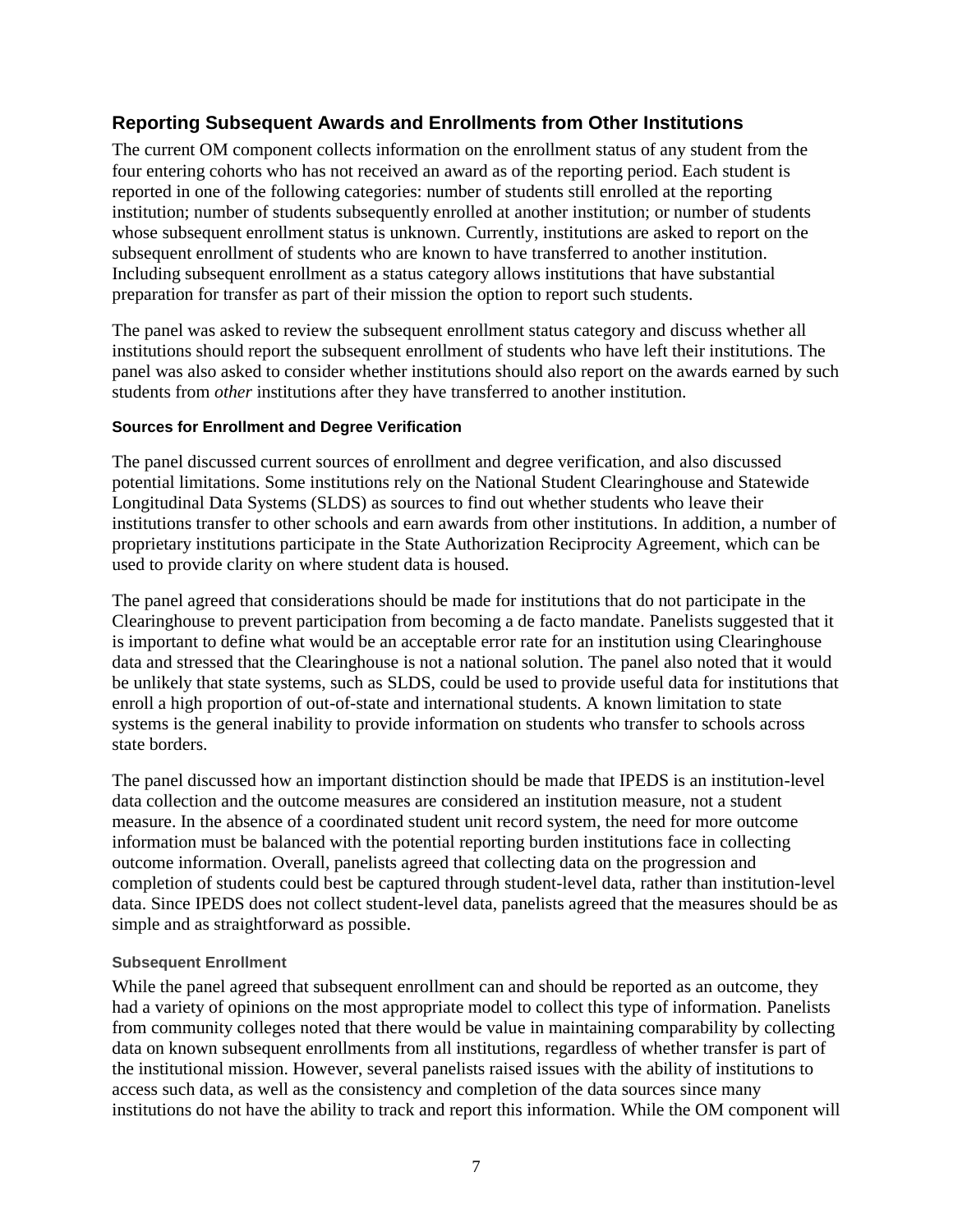## Reporting Subsequent Awards and Enrollments from Other Institutions

The current OM component collects information on the enrollment status of any student from the four entering cohorts who has not received an award as of the reporting period. Each student is reported in one of the following categories: number of students still enrolled at the reporting institution; number of students subsequently enrolled at another institution; or number of students whose subsequent enrollment status is unknown. Currently, institutions are asked to report on the subsequent enrollment of students who are known to have transferred to another institution. Including subsequent enrollment as a status category allows institutions that have substantial preparation for transfer as part of their mission the option to report such students.

The panel was asked to review the subsequent enrollment status category and discuss whether all institutions should report the subsequent enrollment of students who have left their institutions. The panel was also asked to consider whether institutions should also report on the awards earned by such students from *other* institutions after they have transferred to another institution.

#### Sources for Enrollment and Degree Verification

The panel discussed current sources of enrollment and degree verification, and also discussed potential limitations. Some institutions rely on the National Student Clearinghouse and Statewide Longitudinal Data Systems (SLDS) as sources to find out whether students who leave their institutions transfer to other schools and earn awards from other institutions. In addition, a number of proprietary institutions participate in the State Authorization Reciprocity Agreement, which can be used to provide clarity on where student data is housed.

The panel agreed that considerations should be made for institutions that do not participate in the Clearinghouse to prevent participation from becoming a de facto mandate. Panelists suggested that it is important to define what would be an acceptable error rate for an institution using Clearinghouse data and stressed that the Clearinghouse is not a national solution. The panel also noted that it would be unlikely that state systems, such as SLDS, could be used to provide useful data for institutions that enroll a high proportion of out-of-state and international students. A known limitation to state systems is the general inability to provide information on students who transfer to schools across state borders.

The panel discussed how an important distinction should be made that IPEDS is an institution-level data collection and the outcome measures are considered an institution measure, not a student measure. In the absence of a coordinated student unit record system, the need for more outcome information must be balanced with the potential reporting burden institutions face in collecting outcome information. Overall, panelists agreed that collecting data on the progression and completion of students could best be captured through student-level data, rather than institution-level data. Since IPEDS does not collect student-level data, panelists agreed that the measures should be as simple and as straightforward as possible.

#### Subsequent Enrollment

While the panel agreed that subsequent enrollment can and should be reported as an outcome, they had a variety of opinions on the most appropriate model to collect this type of information. Panelists from community colleges noted that there would be value in maintaining comparability by collecting data on known subsequent enrollments from all institutions, regardless of whether transfer is part of the institutional mission. However, several panelists raised issues with the ability of institutions to access such data, as well as the consistency and completion of the data sources since many institutions do not have the ability to track and report this information. While the OM component will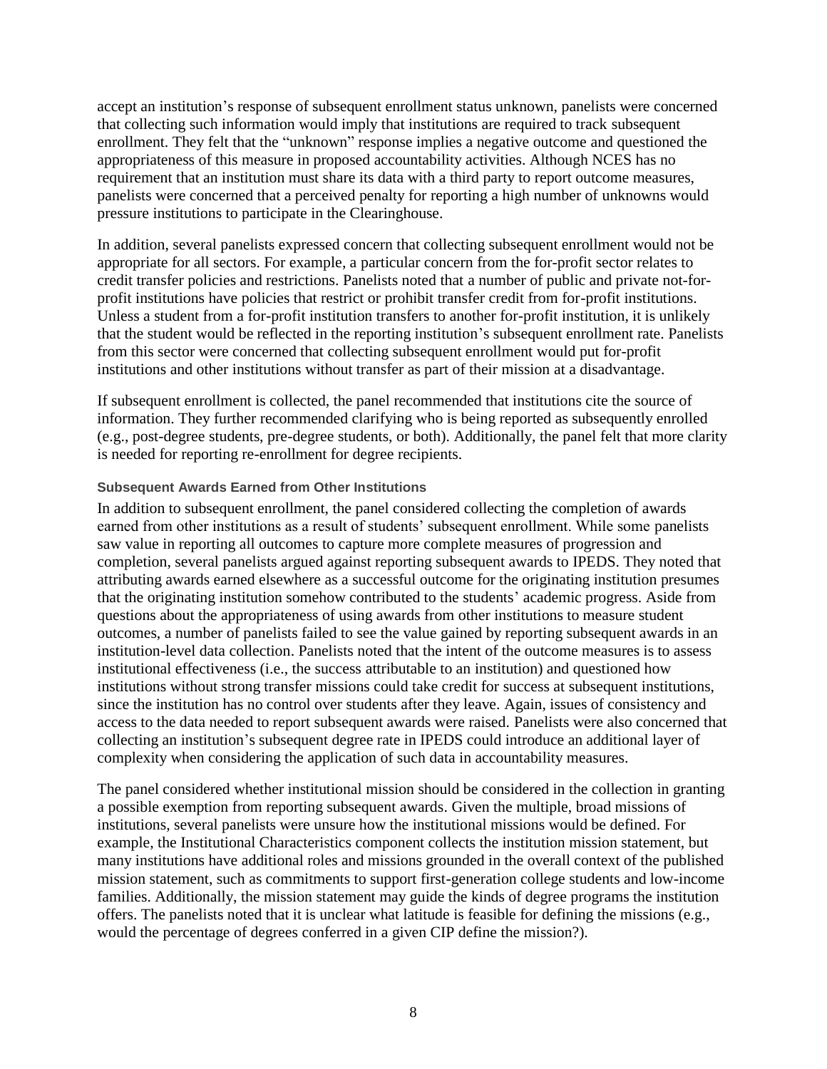accept an institution's response of subsequent enrollment status unknown, panelists were concerned that collecting such information would imply that institutions are required to track subsequent enrollment. They felt that the "unknown" response implies a negative outcome and questioned the appropriateness of this measure in proposed accountability activities. Although NCES has no requirement that an institution must share its data with a third party to report outcome measures, panelists were concerned that a perceived penalty for reporting a high number of unknowns would pressure institutions to participate in the Clearinghouse.

In addition, several panelists expressed concern that collecting subsequent enrollment would not be appropriate for all sectors. For example, a particular concern from the for-profit sector relates to credit transfer policies and restrictions. Panelists noted that a number of public and private not-for-profit institutions have policies that restrict or prohibit transfer credit from for-profit institutions. Unless a student from a for-profit institution transfers to another for-profit institution, it is unlikely that the student would be reflected in the reporting institution's subsequent enrollment rate. Panelists from this sector were concerned that collecting subsequent enrollment would put for-profit institutions and other institutions without transfer as part of their mission at a disadvantage.

If subsequent enrollment is collected, the panel recommended that institutions cite the source of information. They further recommended clarifying who is being reported as subsequently enrolled (e.g., post-degree students, pre-degree students, or both). Additionally, the panel felt that more clarity is needed for reporting re-enrollment for degree recipients.

#### Subsequent Awards Earned from Other Institutions

In addition to subsequent enrollment, the panel considered collecting the completion of awards earned from other institutions as a result of students' subsequent enrollment. While some panelists saw value in reporting all outcomes to capture more complete measures of progression and completion, several panelists argued against reporting subsequent awards to IPEDS. They noted that attributing awards earned elsewhere as a successful outcome for the originating institution presumes that the originating institution somehow contributed to the students' academic progress. Aside from questions about the appropriateness of using awards from other institutions to measure student outcomes, a number of panelists failed to see the value gained by reporting subsequent awards in an institution-level data collection. Panelists noted that the intent of the outcome measures is to assess institutional effectiveness (i.e., the success attributable to an institution) and questioned how institutions without strong transfer missions could take credit for success at subsequent institutions, since the institution has no control over students after they leave. Again, issues of consistency and access to the data needed to report subsequent awards were raised. Panelists were also concerned that collecting an institution's subsequent degree rate in IPEDS could introduce an additional layer of complexity when considering the application of such data in accountability measures.

The panel considered whether institutional mission should be considered in the collection in granting a possible exemption from reporting subsequent awards. Given the multiple, broad missions of institutions, several panelists were unsure how the institutional missions would be defined. For example, the Institutional Characteristics component collects the institution mission statement, but many institutions have additional roles and missions grounded in the overall context of the published mission statement, such as commitments to support first-generation college students and low-income families. Additionally, the mission statement may guide the kinds of degree programs the institution offers. The panelists noted that it is unclear what latitude is feasible for defining the missions (e.g., would the percentage of degrees conferred in a given CIP define the mission?).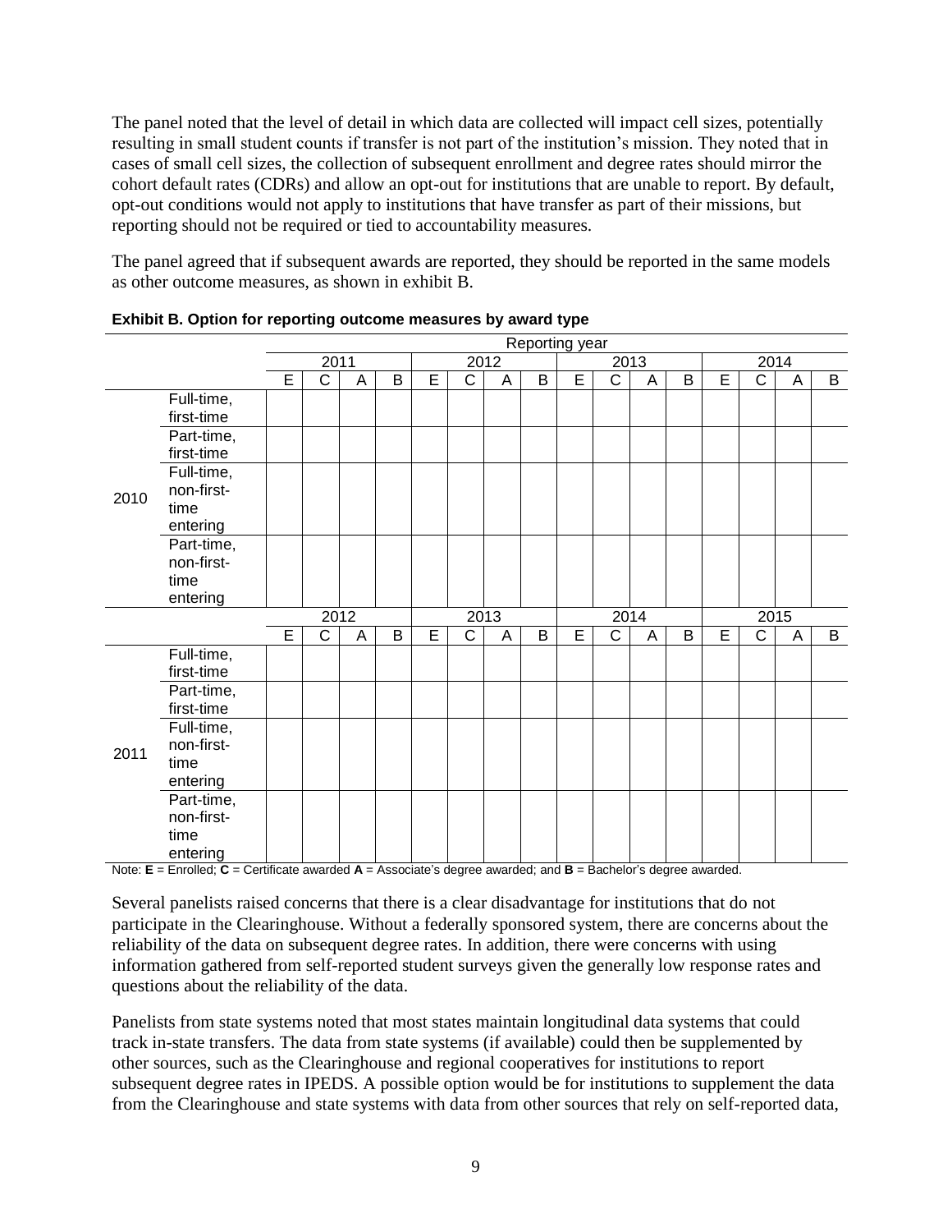The panel noted that the level of detail in which data are collected will impact cell sizes, potentially resulting in small student counts if transfer is not part of the institution's mission. They noted that in cases of small cell sizes, the collection of subsequent enrollment and degree rates should mirror the cohort default rates (CDRs) and allow an opt-out for institutions that are unable to report. By default, opt-out conditions would not apply to institutions that have transfer as part of their missions, but reporting should not be required or tied to accountability measures.

The panel agreed that if subsequent awards are reported, they should be reported in the same models as other outcome measures, as shown in exhibit B.

**Exhibit B. Option for reporting outcome measures by award type**

| | | Reporting year | | | | | | | | | | | | | | | |
|---|---|---|---|---|---|---|---|---|---|---|---|---|---|---|---|---|---|
| | | 2011 | | | | 2012 | | | | 2013 | | | | 2014 | | | |
| | | E | C | A | B | E | C | A | B | E | C | A | B | E | C | A | B |
| 2010 | Full-time, first-time | | | | | | | | | | | | | | | | |
| | Part-time, first-time | | | | | | | | | | | | | | | | |
| | Full-time, non-first-time entering | | | | | | | | | | | | | | | | |
| | Part-time, non-first-time entering | | | | | | | | | | | | | | | | |
| | | 2012 | | | | 2013 | | | | 2014 | | | | 2015 | | | |
| | | E | C | A | B | E | C | A | B | E | C | A | B | E | C | A | B |
| 2011 | Full-time, first-time | | | | | | | | | | | | | | | | |
| | Part-time, first-time | | | | | | | | | | | | | | | | |
| | Full-time, non-first-time entering | | | | | | | | | | | | | | | | |
| | Part-time, non-first-time entering | | | | | | | | | | | | | | | | |

Note: **E** = Enrolled; **C** = Certificate awarded **A** = Associate's degree awarded; and **B** = Bachelor's degree awarded.

Several panelists raised concerns that there is a clear disadvantage for institutions that do not participate in the Clearinghouse. Without a federally sponsored system, there are concerns about the reliability of the data on subsequent degree rates. In addition, there were concerns with using information gathered from self-reported student surveys given the generally low response rates and questions about the reliability of the data.

Panelists from state systems noted that most states maintain longitudinal data systems that could track in-state transfers. The data from state systems (if available) could then be supplemented by other sources, such as the Clearinghouse and regional cooperatives for institutions to report subsequent degree rates in IPEDS. A possible option would be for institutions to supplement the data from the Clearinghouse and state systems with data from other sources that rely on self-reported data,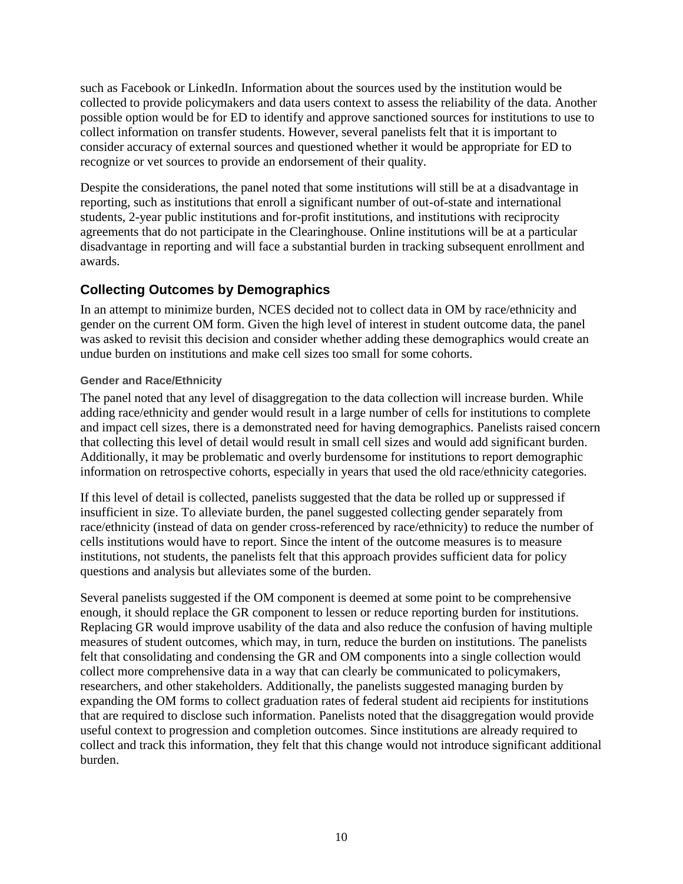such as Facebook or LinkedIn. Information about the sources used by the institution would be collected to provide policymakers and data users context to assess the reliability of the data. Another possible option would be for ED to identify and approve sanctioned sources for institutions to use to collect information on transfer students. However, several panelists felt that it is important to consider accuracy of external sources and questioned whether it would be appropriate for ED to recognize or vet sources to provide an endorsement of their quality.

Despite the considerations, the panel noted that some institutions will still be at a disadvantage in reporting, such as institutions that enroll a significant number of out-of-state and international students, 2-year public institutions and for-profit institutions, and institutions with reciprocity agreements that do not participate in the Clearinghouse. Online institutions will be at a particular disadvantage in reporting and will face a substantial burden in tracking subsequent enrollment and awards.

## Collecting Outcomes by Demographics

In an attempt to minimize burden, NCES decided not to collect data in OM by race/ethnicity and gender on the current OM form. Given the high level of interest in student outcome data, the panel was asked to revisit this decision and consider whether adding these demographics would create an undue burden on institutions and make cell sizes too small for some cohorts.

### Gender and Race/Ethnicity

The panel noted that any level of disaggregation to the data collection will increase burden. While adding race/ethnicity and gender would result in a large number of cells for institutions to complete and impact cell sizes, there is a demonstrated need for having demographics. Panelists raised concern that collecting this level of detail would result in small cell sizes and would add significant burden. Additionally, it may be problematic and overly burdensome for institutions to report demographic information on retrospective cohorts, especially in years that used the old race/ethnicity categories.

If this level of detail is collected, panelists suggested that the data be rolled up or suppressed if insufficient in size. To alleviate burden, the panel suggested collecting gender separately from race/ethnicity (instead of data on gender cross-referenced by race/ethnicity) to reduce the number of cells institutions would have to report. Since the intent of the outcome measures is to measure institutions, not students, the panelists felt that this approach provides sufficient data for policy questions and analysis but alleviates some of the burden.

Several panelists suggested if the OM component is deemed at some point to be comprehensive enough, it should replace the GR component to lessen or reduce reporting burden for institutions. Replacing GR would improve usability of the data and also reduce the confusion of having multiple measures of student outcomes, which may, in turn, reduce the burden on institutions. The panelists felt that consolidating and condensing the GR and OM components into a single collection would collect more comprehensive data in a way that can clearly be communicated to policymakers, researchers, and other stakeholders. Additionally, the panelists suggested managing burden by expanding the OM forms to collect graduation rates of federal student aid recipients for institutions that are required to disclose such information. Panelists noted that the disaggregation would provide useful context to progression and completion outcomes. Since institutions are already required to collect and track this information, they felt that this change would not introduce significant additional burden.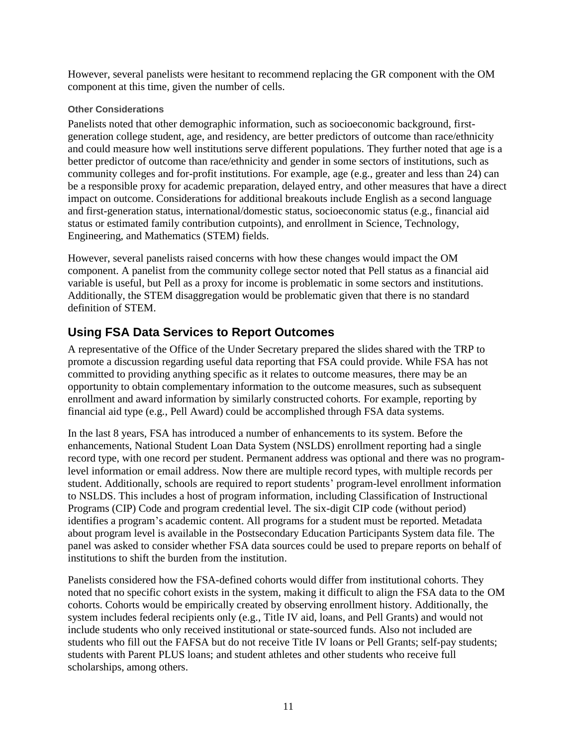However, several panelists were hesitant to recommend replacing the GR component with the OM component at this time, given the number of cells.

#### Other Considerations

Panelists noted that other demographic information, such as socioeconomic background, first-generation college student, age, and residency, are better predictors of outcome than race/ethnicity and could measure how well institutions serve different populations. They further noted that age is a better predictor of outcome than race/ethnicity and gender in some sectors of institutions, such as community colleges and for-profit institutions. For example, age (e.g., greater and less than 24) can be a responsible proxy for academic preparation, delayed entry, and other measures that have a direct impact on outcome. Considerations for additional breakouts include English as a second language and first-generation status, international/domestic status, socioeconomic status (e.g., financial aid status or estimated family contribution cutpoints), and enrollment in Science, Technology, Engineering, and Mathematics (STEM) fields.

However, several panelists raised concerns with how these changes would impact the OM component. A panelist from the community college sector noted that Pell status as a financial aid variable is useful, but Pell as a proxy for income is problematic in some sectors and institutions. Additionally, the STEM disaggregation would be problematic given that there is no standard definition of STEM.

## Using FSA Data Services to Report Outcomes

A representative of the Office of the Under Secretary prepared the slides shared with the TRP to promote a discussion regarding useful data reporting that FSA could provide. While FSA has not committed to providing anything specific as it relates to outcome measures, there may be an opportunity to obtain complementary information to the outcome measures, such as subsequent enrollment and award information by similarly constructed cohorts. For example, reporting by financial aid type (e.g., Pell Award) could be accomplished through FSA data systems.

In the last 8 years, FSA has introduced a number of enhancements to its system. Before the enhancements, National Student Loan Data System (NSLDS) enrollment reporting had a single record type, with one record per student. Permanent address was optional and there was no program-level information or email address. Now there are multiple record types, with multiple records per student. Additionally, schools are required to report students' program-level enrollment information to NSLDS. This includes a host of program information, including Classification of Instructional Programs (CIP) Code and program credential level. The six-digit CIP code (without period) identifies a program's academic content. All programs for a student must be reported. Metadata about program level is available in the Postsecondary Education Participants System data file. The panel was asked to consider whether FSA data sources could be used to prepare reports on behalf of institutions to shift the burden from the institution.

Panelists considered how the FSA-defined cohorts would differ from institutional cohorts. They noted that no specific cohort exists in the system, making it difficult to align the FSA data to the OM cohorts. Cohorts would be empirically created by observing enrollment history. Additionally, the system includes federal recipients only (e.g., Title IV aid, loans, and Pell Grants) and would not include students who only received institutional or state-sourced funds. Also not included are students who fill out the FAFSA but do not receive Title IV loans or Pell Grants; self-pay students; students with Parent PLUS loans; and student athletes and other students who receive full scholarships, among others.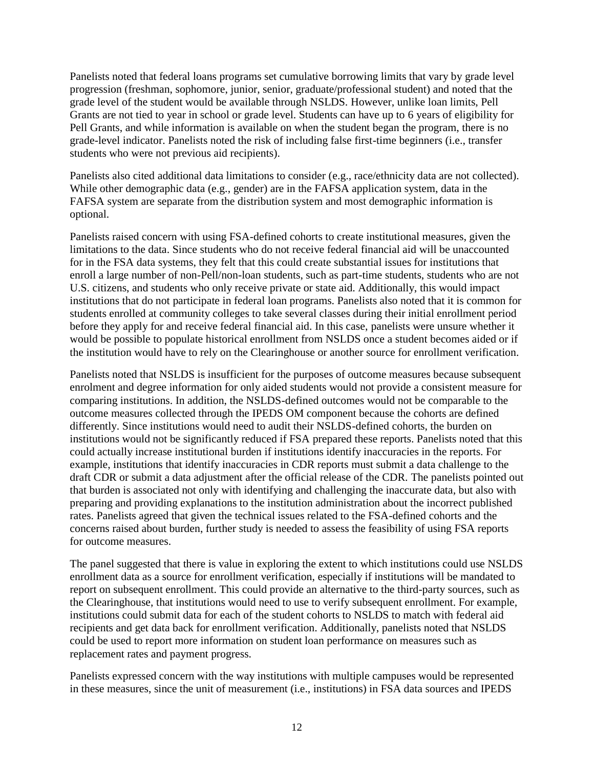Panelists noted that federal loans programs set cumulative borrowing limits that vary by grade level progression (freshman, sophomore, junior, senior, graduate/professional student) and noted that the grade level of the student would be available through NSLDS. However, unlike loan limits, Pell Grants are not tied to year in school or grade level. Students can have up to 6 years of eligibility for Pell Grants, and while information is available on when the student began the program, there is no grade-level indicator. Panelists noted the risk of including false first-time beginners (i.e., transfer students who were not previous aid recipients).

Panelists also cited additional data limitations to consider (e.g., race/ethnicity data are not collected). While other demographic data (e.g., gender) are in the FAFSA application system, data in the FAFSA system are separate from the distribution system and most demographic information is optional.

Panelists raised concern with using FSA-defined cohorts to create institutional measures, given the limitations to the data. Since students who do not receive federal financial aid will be unaccounted for in the FSA data systems, they felt that this could create substantial issues for institutions that enroll a large number of non-Pell/non-loan students, such as part-time students, students who are not U.S. citizens, and students who only receive private or state aid. Additionally, this would impact institutions that do not participate in federal loan programs. Panelists also noted that it is common for students enrolled at community colleges to take several classes during their initial enrollment period before they apply for and receive federal financial aid. In this case, panelists were unsure whether it would be possible to populate historical enrollment from NSLDS once a student becomes aided or if the institution would have to rely on the Clearinghouse or another source for enrollment verification.

Panelists noted that NSLDS is insufficient for the purposes of outcome measures because subsequent enrolment and degree information for only aided students would not provide a consistent measure for comparing institutions. In addition, the NSLDS-defined outcomes would not be comparable to the outcome measures collected through the IPEDS OM component because the cohorts are defined differently. Since institutions would need to audit their NSLDS-defined cohorts, the burden on institutions would not be significantly reduced if FSA prepared these reports. Panelists noted that this could actually increase institutional burden if institutions identify inaccuracies in the reports. For example, institutions that identify inaccuracies in CDR reports must submit a data challenge to the draft CDR or submit a data adjustment after the official release of the CDR. The panelists pointed out that burden is associated not only with identifying and challenging the inaccurate data, but also with preparing and providing explanations to the institution administration about the incorrect published rates. Panelists agreed that given the technical issues related to the FSA-defined cohorts and the concerns raised about burden, further study is needed to assess the feasibility of using FSA reports for outcome measures.

The panel suggested that there is value in exploring the extent to which institutions could use NSLDS enrollment data as a source for enrollment verification, especially if institutions will be mandated to report on subsequent enrollment. This could provide an alternative to the third-party sources, such as the Clearinghouse, that institutions would need to use to verify subsequent enrollment. For example, institutions could submit data for each of the student cohorts to NSLDS to match with federal aid recipients and get data back for enrollment verification. Additionally, panelists noted that NSLDS could be used to report more information on student loan performance on measures such as replacement rates and payment progress.

Panelists expressed concern with the way institutions with multiple campuses would be represented in these measures, since the unit of measurement (i.e., institutions) in FSA data sources and IPEDS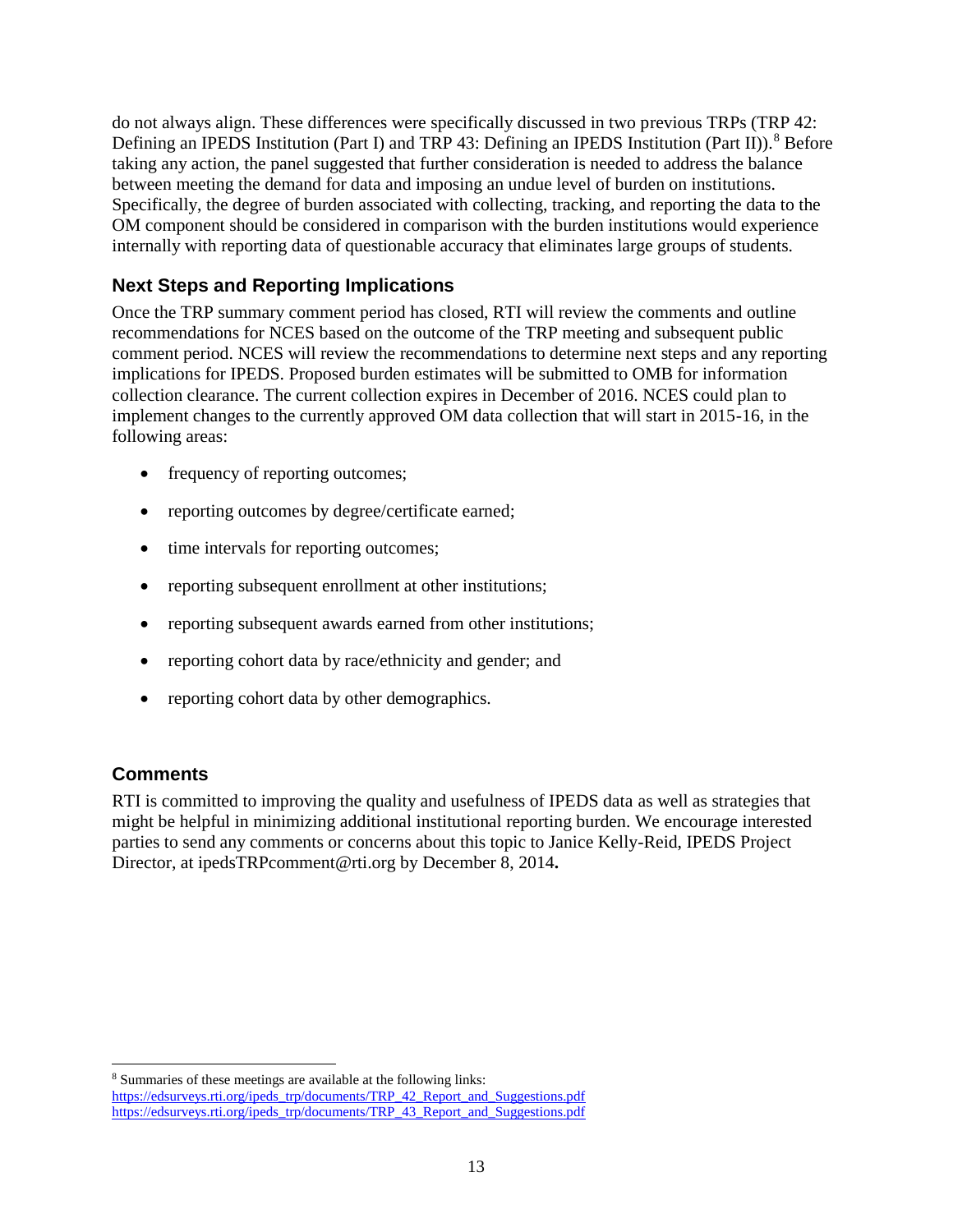do not always align. These differences were specifically discussed in two previous TRPs (TRP 42: Defining an IPEDS Institution (Part I) and TRP 43: Defining an IPEDS Institution (Part II)).[8] Before taking any action, the panel suggested that further consideration is needed to address the balance between meeting the demand for data and imposing an undue level of burden on institutions. Specifically, the degree of burden associated with collecting, tracking, and reporting the data to the OM component should be considered in comparison with the burden institutions would experience internally with reporting data of questionable accuracy that eliminates large groups of students.

## Next Steps and Reporting Implications

Once the TRP summary comment period has closed, RTI will review the comments and outline recommendations for NCES based on the outcome of the TRP meeting and subsequent public comment period. NCES will review the recommendations to determine next steps and any reporting implications for IPEDS. Proposed burden estimates will be submitted to OMB for information collection clearance. The current collection expires in December of 2016. NCES could plan to implement changes to the currently approved OM data collection that will start in 2015-16, in the following areas:

- frequency of reporting outcomes;
- reporting outcomes by degree/certificate earned;
- time intervals for reporting outcomes;
- reporting subsequent enrollment at other institutions;
- reporting subsequent awards earned from other institutions;
- reporting cohort data by race/ethnicity and gender; and
- reporting cohort data by other demographics.

## Comments

RTI is committed to improving the quality and usefulness of IPEDS data as well as strategies that might be helpful in minimizing additional institutional reporting burden. We encourage interested parties to send any comments or concerns about this topic to Janice Kelly-Reid, IPEDS Project Director, at ipedsTRPcomment@rti.org by December 8, 2014**.**

[8] Summaries of these meetings are available at the following links:
https://edsurveys.rti.org/ipeds_trp/documents/TRP_42_Report_and_Suggestions.pdf
https://edsurveys.rti.org/ipeds_trp/documents/TRP_43_Report_and_Suggestions.pdf